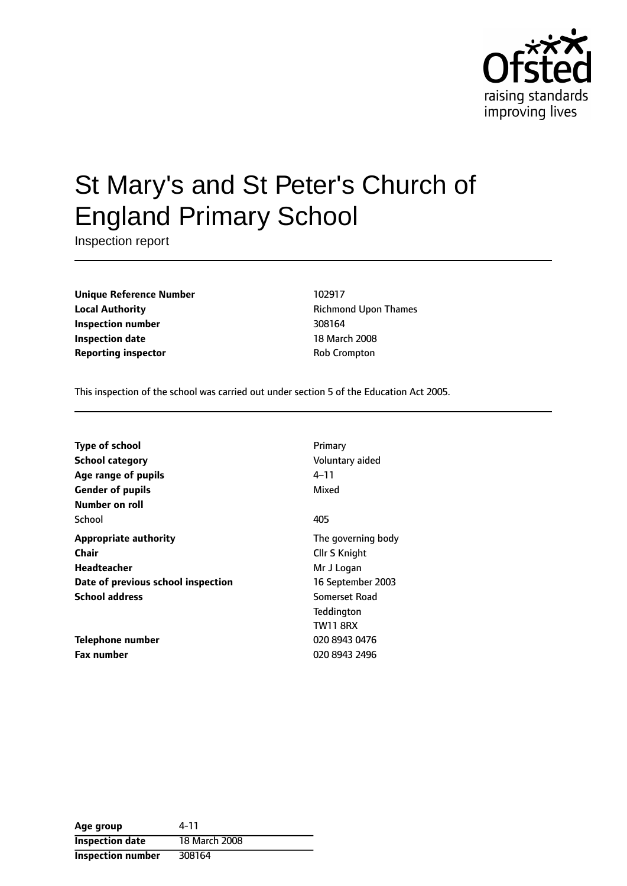# St Mary's and St Peter's Church of England Primary School

Inspection report

| | |
|---|---|
| **Unique Reference Number** | 102917 |
| **Local Authority** | Richmond Upon Thames |
| **Inspection number** | 308164 |
| **Inspection date** | 18 March 2008 |
| **Reporting inspector** | Rob Crompton |

This inspection of the school was carried out under section 5 of the Education Act 2005.

| | |
|---|---|
| **Type of school** | Primary |
| **School category** | Voluntary aided |
| **Age range of pupils** | 4–11 |
| **Gender of pupils** | Mixed |
| **Number on roll** | |
| School | 405 |
| **Appropriate authority** | The governing body |
| **Chair** | Cllr S Knight |
| **Headteacher** | Mr J Logan |
| **Date of previous school inspection** | 16 September 2003 |
| **School address** | Somerset Road<br>Teddington<br>TW11 8RX |
| **Telephone number** | 020 8943 0476 |
| **Fax number** | 020 8943 2496 |

| **Age group** | 4-11 |
|---|---|
| **Inspection date** | 18 March 2008 |
| **Inspection number** | 308164 |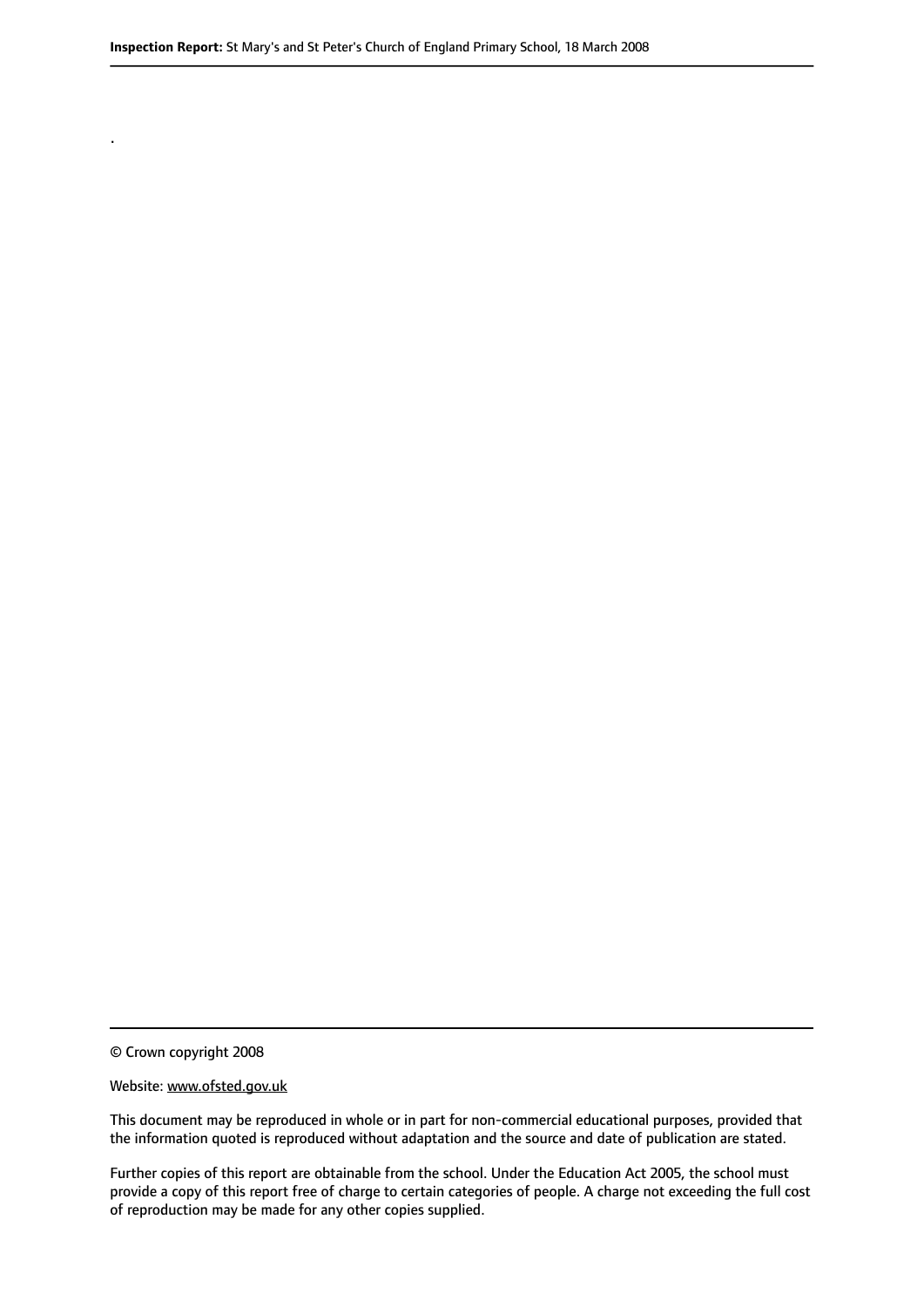.

© Crown copyright 2008

Website: www.ofsted.gov.uk

This document may be reproduced in whole or in part for non-commercial educational purposes, provided that the information quoted is reproduced without adaptation and the source and date of publication are stated.

Further copies of this report are obtainable from the school. Under the Education Act 2005, the school must provide a copy of this report free of charge to certain categories of people. A charge not exceeding the full cost of reproduction may be made for any other copies supplied.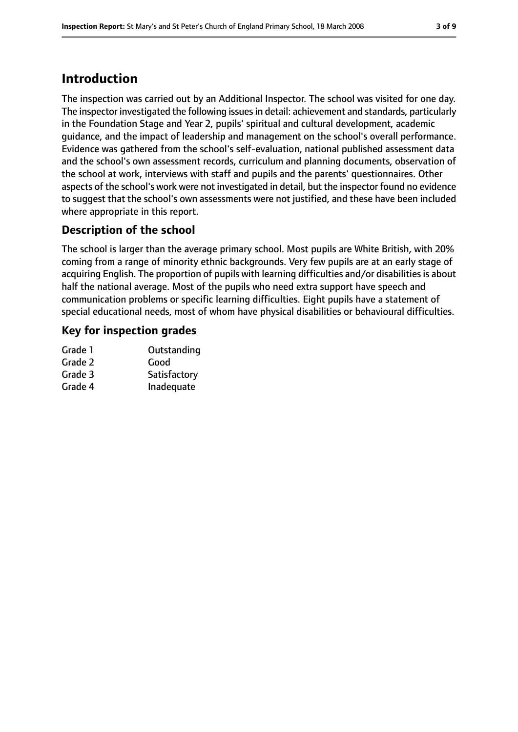# Introduction

The inspection was carried out by an Additional Inspector. The school was visited for one day. The inspector investigated the following issues in detail: achievement and standards, particularly in the Foundation Stage and Year 2, pupils' spiritual and cultural development, academic guidance, and the impact of leadership and management on the school's overall performance. Evidence was gathered from the school's self-evaluation, national published assessment data and the school's own assessment records, curriculum and planning documents, observation of the school at work, interviews with staff and pupils and the parents' questionnaires. Other aspects of the school's work were not investigated in detail, but the inspector found no evidence to suggest that the school's own assessments were not justified, and these have been included where appropriate in this report.

## Description of the school

The school is larger than the average primary school. Most pupils are White British, with 20% coming from a range of minority ethnic backgrounds. Very few pupils are at an early stage of acquiring English. The proportion of pupils with learning difficulties and/or disabilities is about half the national average. Most of the pupils who need extra support have speech and communication problems or specific learning difficulties. Eight pupils have a statement of special educational needs, most of whom have physical disabilities or behavioural difficulties.

## Key for inspection grades

| | |
|---|---|
| Grade 1 | Outstanding |
| Grade 2 | Good |
| Grade 3 | Satisfactory |
| Grade 4 | Inadequate |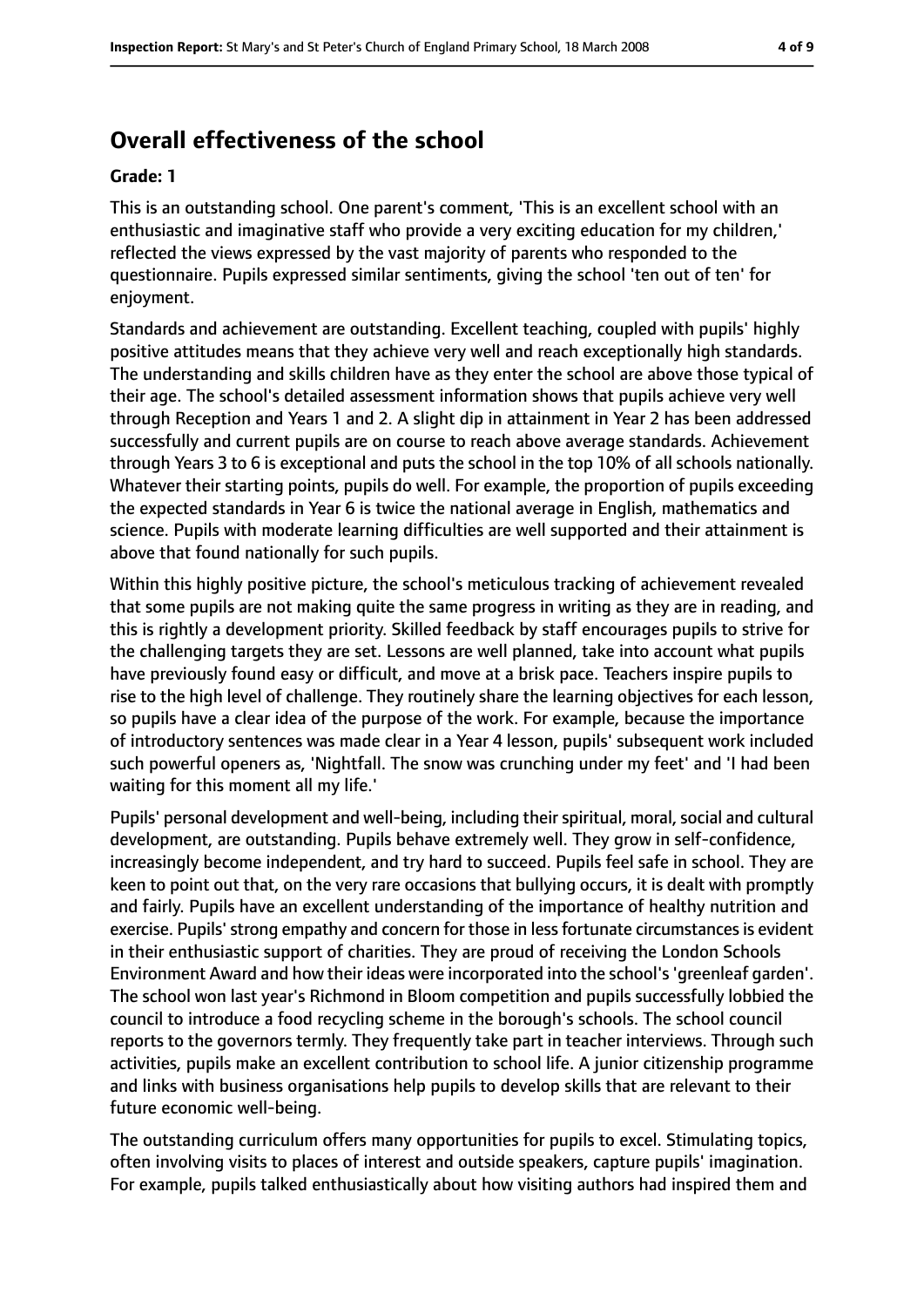## Overall effectiveness of the school

**Grade: 1**

This is an outstanding school. One parent's comment, 'This is an excellent school with an enthusiastic and imaginative staff who provide a very exciting education for my children,' reflected the views expressed by the vast majority of parents who responded to the questionnaire. Pupils expressed similar sentiments, giving the school 'ten out of ten' for enjoyment.

Standards and achievement are outstanding. Excellent teaching, coupled with pupils' highly positive attitudes means that they achieve very well and reach exceptionally high standards. The understanding and skills children have as they enter the school are above those typical of their age. The school's detailed assessment information shows that pupils achieve very well through Reception and Years 1 and 2. A slight dip in attainment in Year 2 has been addressed successfully and current pupils are on course to reach above average standards. Achievement through Years 3 to 6 is exceptional and puts the school in the top 10% of all schools nationally. Whatever their starting points, pupils do well. For example, the proportion of pupils exceeding the expected standards in Year 6 is twice the national average in English, mathematics and science. Pupils with moderate learning difficulties are well supported and their attainment is above that found nationally for such pupils.

Within this highly positive picture, the school's meticulous tracking of achievement revealed that some pupils are not making quite the same progress in writing as they are in reading, and this is rightly a development priority. Skilled feedback by staff encourages pupils to strive for the challenging targets they are set. Lessons are well planned, take into account what pupils have previously found easy or difficult, and move at a brisk pace. Teachers inspire pupils to rise to the high level of challenge. They routinely share the learning objectives for each lesson, so pupils have a clear idea of the purpose of the work. For example, because the importance of introductory sentences was made clear in a Year 4 lesson, pupils' subsequent work included such powerful openers as, 'Nightfall. The snow was crunching under my feet' and 'I had been waiting for this moment all my life.'

Pupils' personal development and well-being, including their spiritual, moral, social and cultural development, are outstanding. Pupils behave extremely well. They grow in self-confidence, increasingly become independent, and try hard to succeed. Pupils feel safe in school. They are keen to point out that, on the very rare occasions that bullying occurs, it is dealt with promptly and fairly. Pupils have an excellent understanding of the importance of healthy nutrition and exercise. Pupils' strong empathy and concern for those in less fortunate circumstances is evident in their enthusiastic support of charities. They are proud of receiving the London Schools Environment Award and how their ideas were incorporated into the school's 'greenleaf garden'. The school won last year's Richmond in Bloom competition and pupils successfully lobbied the council to introduce a food recycling scheme in the borough's schools. The school council reports to the governors termly. They frequently take part in teacher interviews. Through such activities, pupils make an excellent contribution to school life. A junior citizenship programme and links with business organisations help pupils to develop skills that are relevant to their future economic well-being.

The outstanding curriculum offers many opportunities for pupils to excel. Stimulating topics, often involving visits to places of interest and outside speakers, capture pupils' imagination. For example, pupils talked enthusiastically about how visiting authors had inspired them and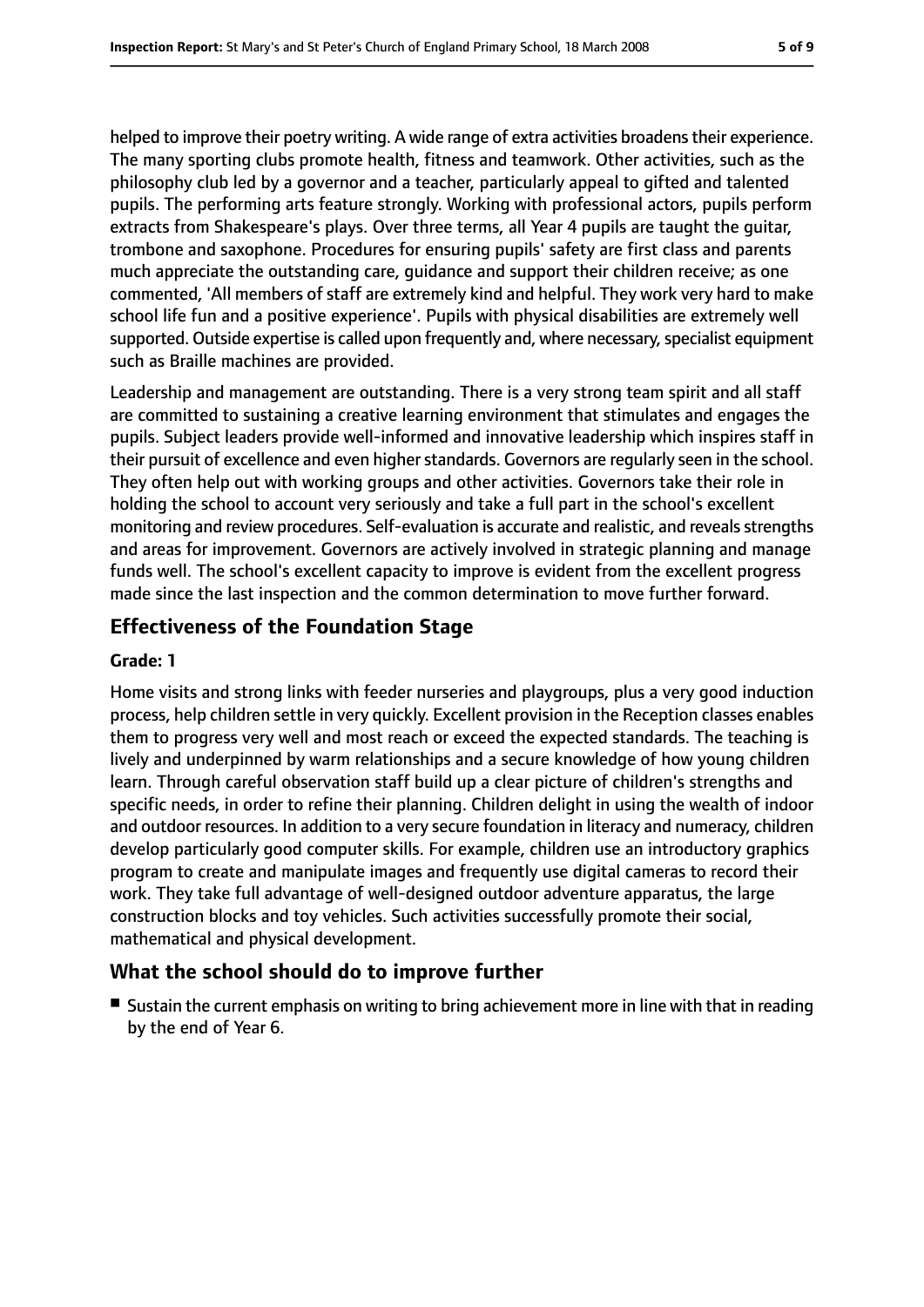helped to improve their poetry writing. A wide range of extra activities broadens their experience. The many sporting clubs promote health, fitness and teamwork. Other activities, such as the philosophy club led by a governor and a teacher, particularly appeal to gifted and talented pupils. The performing arts feature strongly. Working with professional actors, pupils perform extracts from Shakespeare's plays. Over three terms, all Year 4 pupils are taught the guitar, trombone and saxophone. Procedures for ensuring pupils' safety are first class and parents much appreciate the outstanding care, guidance and support their children receive; as one commented, 'All members of staff are extremely kind and helpful. They work very hard to make school life fun and a positive experience'. Pupils with physical disabilities are extremely well supported. Outside expertise is called upon frequently and, where necessary, specialist equipment such as Braille machines are provided.

Leadership and management are outstanding. There is a very strong team spirit and all staff are committed to sustaining a creative learning environment that stimulates and engages the pupils. Subject leaders provide well-informed and innovative leadership which inspires staff in their pursuit of excellence and even higher standards. Governors are regularly seen in the school. They often help out with working groups and other activities. Governors take their role in holding the school to account very seriously and take a full part in the school's excellent monitoring and review procedures. Self-evaluation is accurate and realistic, and reveals strengths and areas for improvement. Governors are actively involved in strategic planning and manage funds well. The school's excellent capacity to improve is evident from the excellent progress made since the last inspection and the common determination to move further forward.

## Effectiveness of the Foundation Stage

**Grade: 1**

Home visits and strong links with feeder nurseries and playgroups, plus a very good induction process, help children settle in very quickly. Excellent provision in the Reception classes enables them to progress very well and most reach or exceed the expected standards. The teaching is lively and underpinned by warm relationships and a secure knowledge of how young children learn. Through careful observation staff build up a clear picture of children's strengths and specific needs, in order to refine their planning. Children delight in using the wealth of indoor and outdoor resources. In addition to a very secure foundation in literacy and numeracy, children develop particularly good computer skills. For example, children use an introductory graphics program to create and manipulate images and frequently use digital cameras to record their work. They take full advantage of well-designed outdoor adventure apparatus, the large construction blocks and toy vehicles. Such activities successfully promote their social, mathematical and physical development.

## What the school should do to improve further

- Sustain the current emphasis on writing to bring achievement more in line with that in reading by the end of Year 6.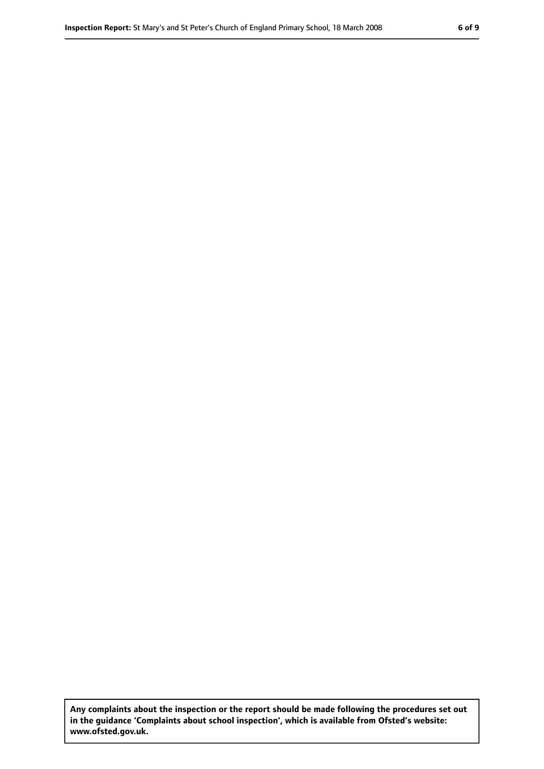**Any complaints about the inspection or the report should be made following the procedures set out in the guidance 'Complaints about school inspection', which is available from Ofsted's website: www.ofsted.gov.uk.**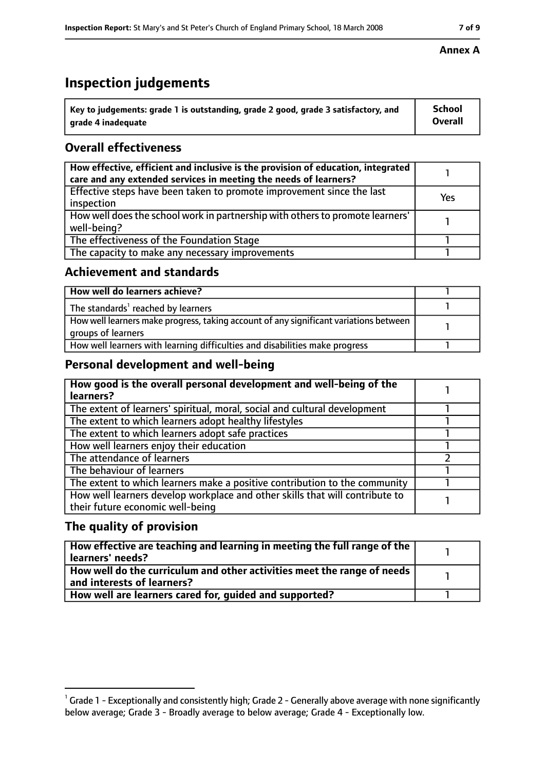**Annex A**

# Inspection judgements

| Key to judgements: grade 1 is outstanding, grade 2 good, grade 3 satisfactory, and grade 4 inadequate | School Overall |
|---|---|

## Overall effectiveness

| | |
|---|---|
| How effective, efficient and inclusive is the provision of education, integrated care and any extended services in meeting the needs of learners? | 1 |
| Effective steps have been taken to promote improvement since the last inspection | Yes |
| How well does the school work in partnership with others to promote learners' well-being? | 1 |
| The effectiveness of the Foundation Stage | 1 |
| The capacity to make any necessary improvements | 1 |

## Achievement and standards

| | |
|---|---|
| How well do learners achieve? | 1 |
| The standards[1] reached by learners | 1 |
| How well learners make progress, taking account of any significant variations between groups of learners | 1 |
| How well learners with learning difficulties and disabilities make progress | 1 |

## Personal development and well-being

| | |
|---|---|
| How good is the overall personal development and well-being of the learners? | 1 |
| The extent of learners' spiritual, moral, social and cultural development | 1 |
| The extent to which learners adopt healthy lifestyles | 1 |
| The extent to which learners adopt safe practices | 1 |
| How well learners enjoy their education | 1 |
| The attendance of learners | 2 |
| The behaviour of learners | 1 |
| The extent to which learners make a positive contribution to the community | 1 |
| How well learners develop workplace and other skills that will contribute to their future economic well-being | 1 |

## The quality of provision

| | |
|---|---|
| How effective are teaching and learning in meeting the full range of the learners' needs? | 1 |
| How well do the curriculum and other activities meet the range of needs and interests of learners? | 1 |
| How well are learners cared for, guided and supported? | 1 |

[1] Grade 1 - Exceptionally and consistently high; Grade 2 - Generally above average with none significantly below average; Grade 3 - Broadly average to below average; Grade 4 - Exceptionally low.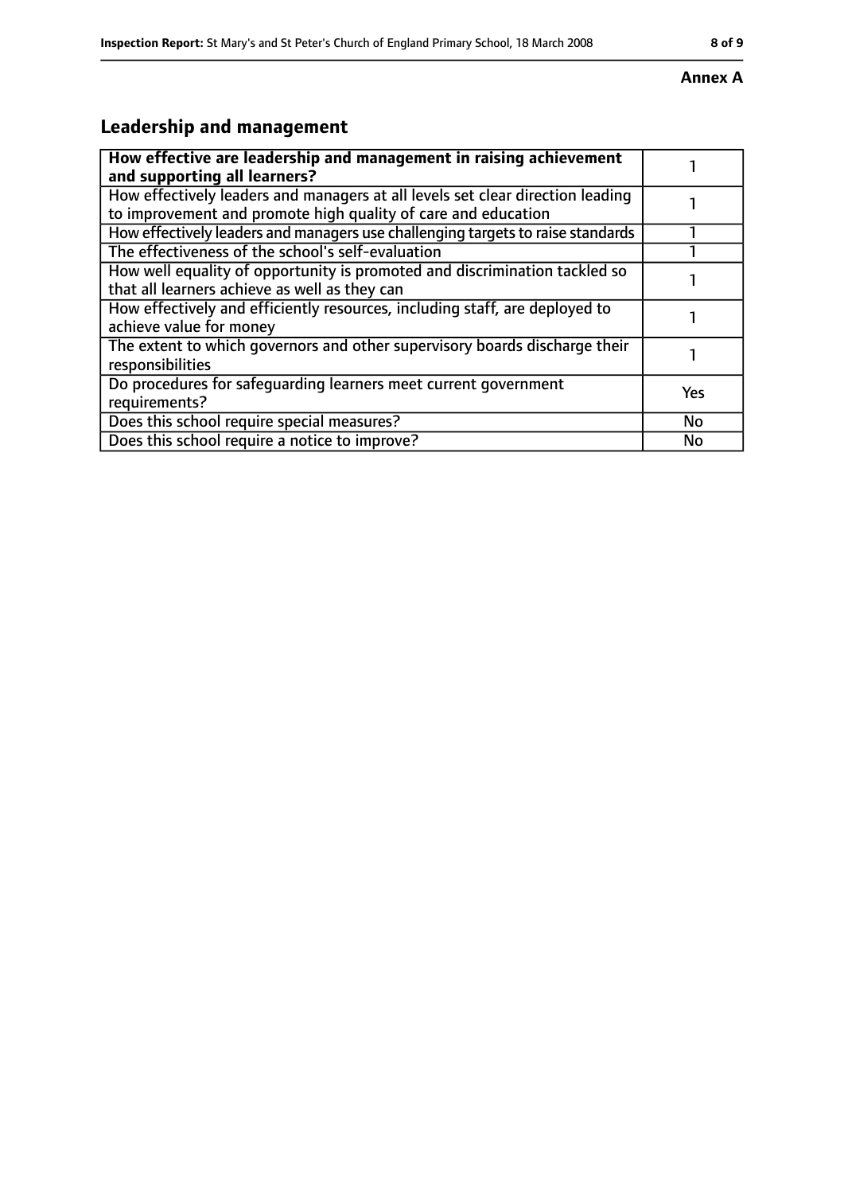**Annex A**

## Leadership and management

| **How effective are leadership and management in raising achievement and supporting all learners?** | 1 |
|---|---|
| How effectively leaders and managers at all levels set clear direction leading to improvement and promote high quality of care and education | 1 |
| How effectively leaders and managers use challenging targets to raise standards | 1 |
| The effectiveness of the school's self-evaluation | 1 |
| How well equality of opportunity is promoted and discrimination tackled so that all learners achieve as well as they can | 1 |
| How effectively and efficiently resources, including staff, are deployed to achieve value for money | 1 |
| The extent to which governors and other supervisory boards discharge their responsibilities | 1 |
| Do procedures for safeguarding learners meet current government requirements? | Yes |
| Does this school require special measures? | No |
| Does this school require a notice to improve? | No |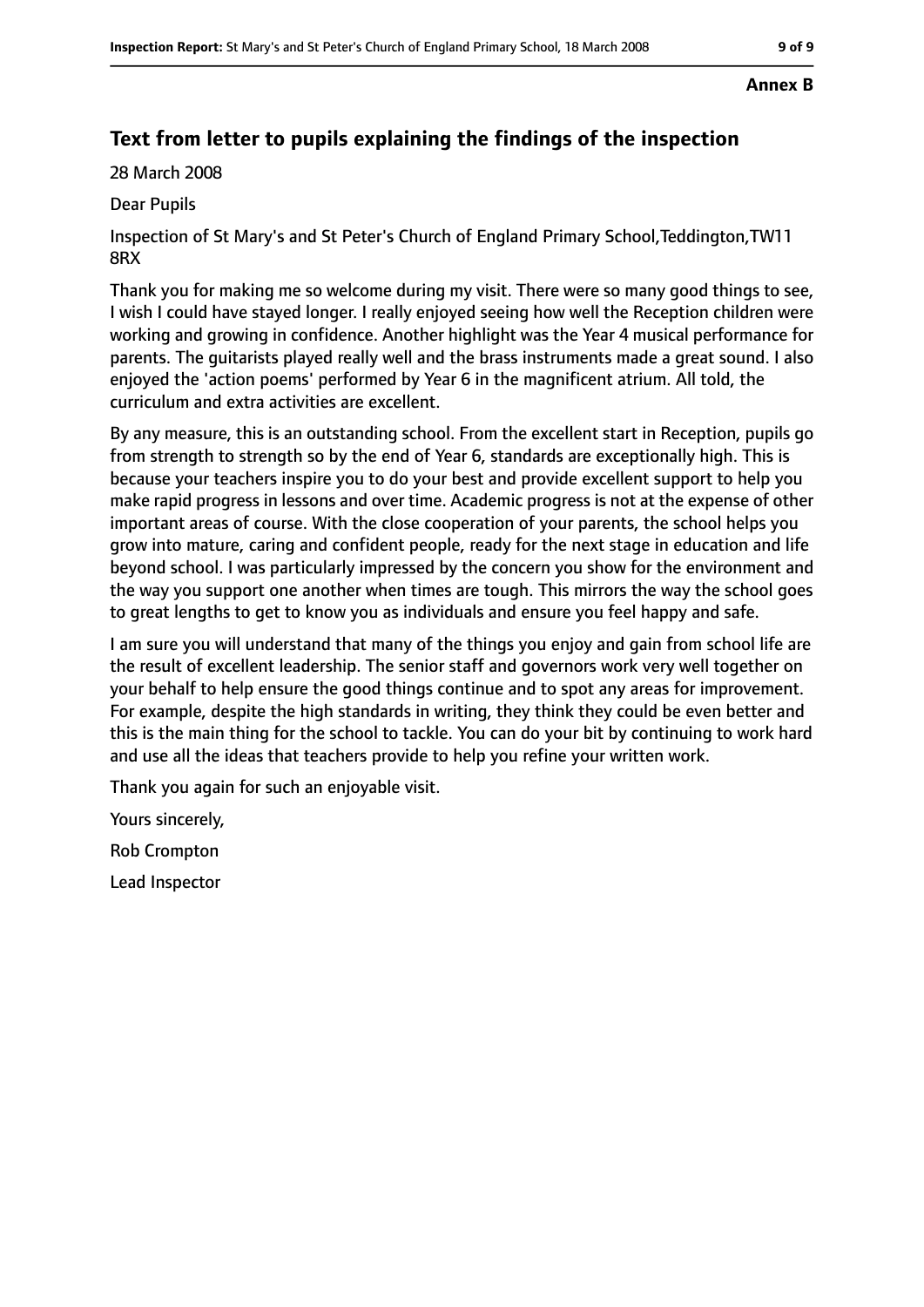**Annex B**

## Text from letter to pupils explaining the findings of the inspection

28 March 2008

Dear Pupils

Inspection of St Mary's and St Peter's Church of England Primary School,Teddington,TW11 8RX

Thank you for making me so welcome during my visit. There were so many good things to see, I wish I could have stayed longer. I really enjoyed seeing how well the Reception children were working and growing in confidence. Another highlight was the Year 4 musical performance for parents. The guitarists played really well and the brass instruments made a great sound. I also enjoyed the 'action poems' performed by Year 6 in the magnificent atrium. All told, the curriculum and extra activities are excellent.

By any measure, this is an outstanding school. From the excellent start in Reception, pupils go from strength to strength so by the end of Year 6, standards are exceptionally high. This is because your teachers inspire you to do your best and provide excellent support to help you make rapid progress in lessons and over time. Academic progress is not at the expense of other important areas of course. With the close cooperation of your parents, the school helps you grow into mature, caring and confident people, ready for the next stage in education and life beyond school. I was particularly impressed by the concern you show for the environment and the way you support one another when times are tough. This mirrors the way the school goes to great lengths to get to know you as individuals and ensure you feel happy and safe.

I am sure you will understand that many of the things you enjoy and gain from school life are the result of excellent leadership. The senior staff and governors work very well together on your behalf to help ensure the good things continue and to spot any areas for improvement. For example, despite the high standards in writing, they think they could be even better and this is the main thing for the school to tackle. You can do your bit by continuing to work hard and use all the ideas that teachers provide to help you refine your written work.

Thank you again for such an enjoyable visit.

Yours sincerely,

Rob Crompton

Lead Inspector